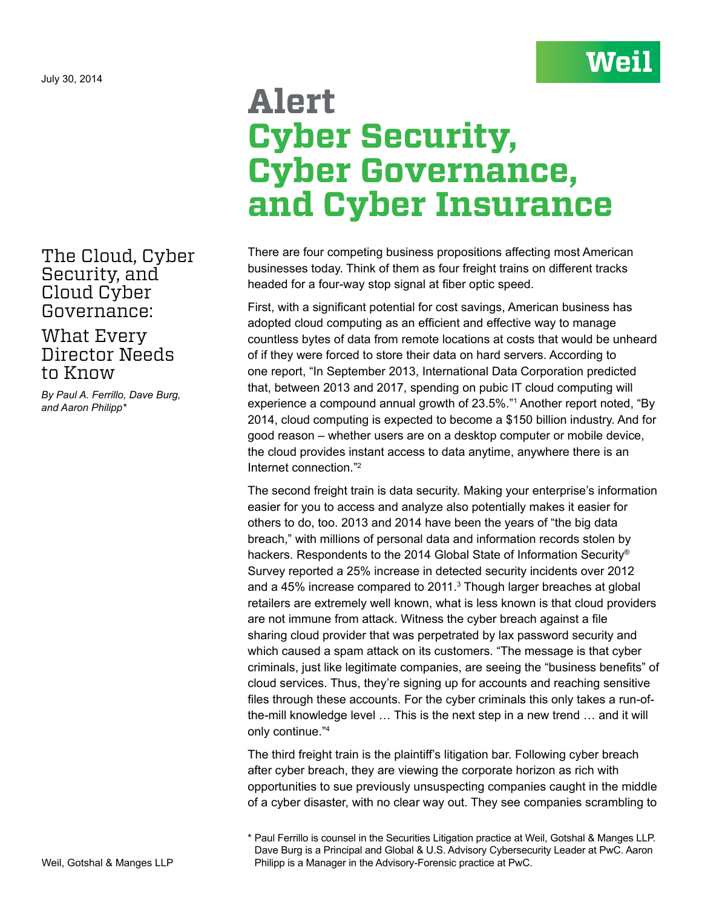July 30, 2014

# Alert
# Cyber Security, Cyber Governance, and Cyber Insurance

## The Cloud, Cyber Security, and Cloud Cyber Governance:

## What Every Director Needs to Know

*By Paul A. Ferrillo, Dave Burg, and Aaron Philipp\**

There are four competing business propositions affecting most American businesses today. Think of them as four freight trains on different tracks headed for a four-way stop signal at fiber optic speed.

First, with a significant potential for cost savings, American business has adopted cloud computing as an efficient and effective way to manage countless bytes of data from remote locations at costs that would be unheard of if they were forced to store their data on hard servers. According to one report, "In September 2013, International Data Corporation predicted that, between 2013 and 2017, spending on pubic IT cloud computing will experience a compound annual growth of 23.5%."[1] Another report noted, "By 2014, cloud computing is expected to become a $150 billion industry. And for good reason – whether users are on a desktop computer or mobile device, the cloud provides instant access to data anytime, anywhere there is an Internet connection."[2]

The second freight train is data security. Making your enterprise's information easier for you to access and analyze also potentially makes it easier for others to do, too. 2013 and 2014 have been the years of "the big data breach," with millions of personal data and information records stolen by hackers. Respondents to the 2014 Global State of Information Security® Survey reported a 25% increase in detected security incidents over 2012 and a 45% increase compared to 2011.[3] Though larger breaches at global retailers are extremely well known, what is less known is that cloud providers are not immune from attack. Witness the cyber breach against a file sharing cloud provider that was perpetrated by lax password security and which caused a spam attack on its customers. "The message is that cyber criminals, just like legitimate companies, are seeing the "business benefits" of cloud services. Thus, they're signing up for accounts and reaching sensitive files through these accounts. For the cyber criminals this only takes a run-of-the-mill knowledge level … This is the next step in a new trend … and it will only continue."[4]

The third freight train is the plaintiff's litigation bar. Following cyber breach after cyber breach, they are viewing the corporate horizon as rich with opportunities to sue previously unsuspecting companies caught in the middle of a cyber disaster, with no clear way out. They see companies scrambling to

\* Paul Ferrillo is counsel in the Securities Litigation practice at Weil, Gotshal & Manges LLP. Dave Burg is a Principal and Global & U.S. Advisory Cybersecurity Leader at PwC. Aaron Philipp is a Manager in the Advisory-Forensic practice at PwC.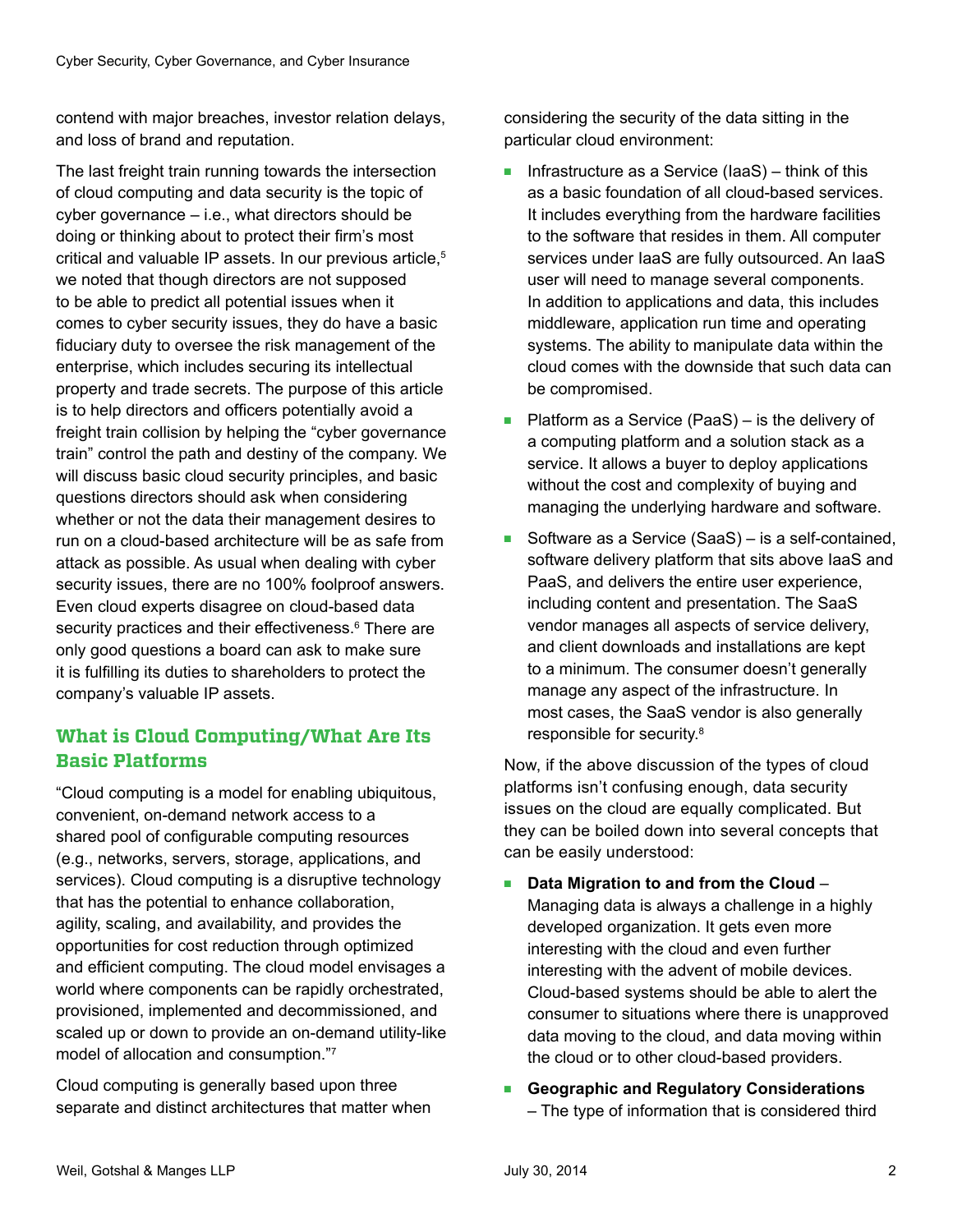contend with major breaches, investor relation delays, and loss of brand and reputation.

The last freight train running towards the intersection of cloud computing and data security is the topic of cyber governance – i.e., what directors should be doing or thinking about to protect their firm's most critical and valuable IP assets. In our previous article,[5] we noted that though directors are not supposed to be able to predict all potential issues when it comes to cyber security issues, they do have a basic fiduciary duty to oversee the risk management of the enterprise, which includes securing its intellectual property and trade secrets. The purpose of this article is to help directors and officers potentially avoid a freight train collision by helping the "cyber governance train" control the path and destiny of the company. We will discuss basic cloud security principles, and basic questions directors should ask when considering whether or not the data their management desires to run on a cloud-based architecture will be as safe from attack as possible. As usual when dealing with cyber security issues, there are no 100% foolproof answers. Even cloud experts disagree on cloud-based data security practices and their effectiveness.[6] There are only good questions a board can ask to make sure it is fulfilling its duties to shareholders to protect the company's valuable IP assets.

## What is Cloud Computing/What Are Its Basic Platforms

"Cloud computing is a model for enabling ubiquitous, convenient, on-demand network access to a shared pool of configurable computing resources (e.g., networks, servers, storage, applications, and services). Cloud computing is a disruptive technology that has the potential to enhance collaboration, agility, scaling, and availability, and provides the opportunities for cost reduction through optimized and efficient computing. The cloud model envisages a world where components can be rapidly orchestrated, provisioned, implemented and decommissioned, and scaled up or down to provide an on-demand utility-like model of allocation and consumption."[7]

Cloud computing is generally based upon three separate and distinct architectures that matter when considering the security of the data sitting in the particular cloud environment:

- Infrastructure as a Service (IaaS) – think of this as a basic foundation of all cloud-based services. It includes everything from the hardware facilities to the software that resides in them. All computer services under IaaS are fully outsourced. An IaaS user will need to manage several components. In addition to applications and data, this includes middleware, application run time and operating systems. The ability to manipulate data within the cloud comes with the downside that such data can be compromised.
- Platform as a Service (PaaS) – is the delivery of a computing platform and a solution stack as a service. It allows a buyer to deploy applications without the cost and complexity of buying and managing the underlying hardware and software.
- Software as a Service (SaaS) – is a self-contained, software delivery platform that sits above IaaS and PaaS, and delivers the entire user experience, including content and presentation. The SaaS vendor manages all aspects of service delivery, and client downloads and installations are kept to a minimum. The consumer doesn't generally manage any aspect of the infrastructure. In most cases, the SaaS vendor is also generally responsible for security.[8]

Now, if the above discussion of the types of cloud platforms isn't confusing enough, data security issues on the cloud are equally complicated. But they can be boiled down into several concepts that can be easily understood:

- **Data Migration to and from the Cloud** – Managing data is always a challenge in a highly developed organization. It gets even more interesting with the cloud and even further interesting with the advent of mobile devices. Cloud-based systems should be able to alert the consumer to situations where there is unapproved data moving to the cloud, and data moving within the cloud or to other cloud-based providers.
- **Geographic and Regulatory Considerations** – The type of information that is considered third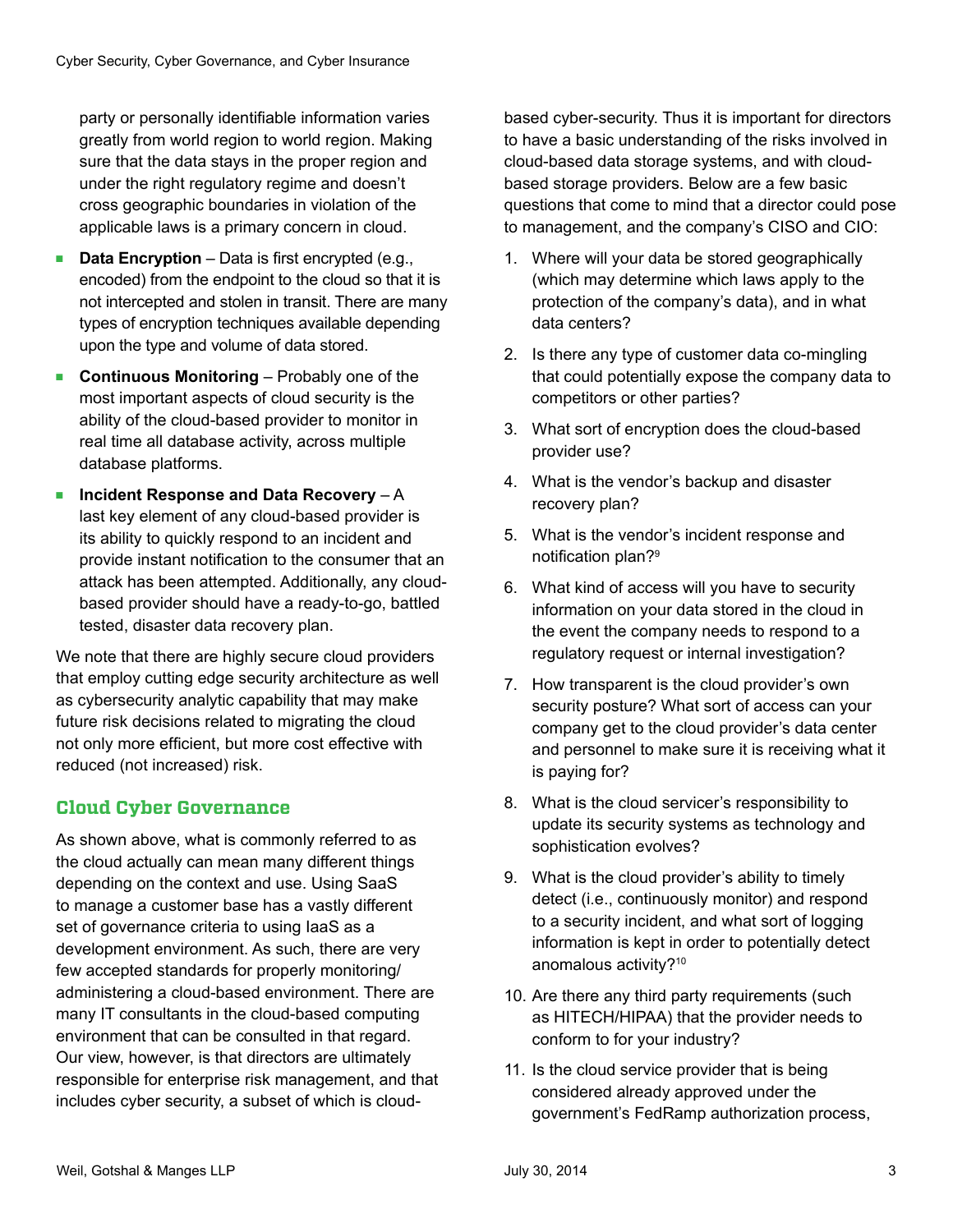party or personally identifiable information varies greatly from world region to world region. Making sure that the data stays in the proper region and under the right regulatory regime and doesn't cross geographic boundaries in violation of the applicable laws is a primary concern in cloud.

- **Data Encryption** – Data is first encrypted (e.g., encoded) from the endpoint to the cloud so that it is not intercepted and stolen in transit. There are many types of encryption techniques available depending upon the type and volume of data stored.
- **Continuous Monitoring** – Probably one of the most important aspects of cloud security is the ability of the cloud-based provider to monitor in real time all database activity, across multiple database platforms.
- **Incident Response and Data Recovery** – A last key element of any cloud-based provider is its ability to quickly respond to an incident and provide instant notification to the consumer that an attack has been attempted. Additionally, any cloud-based provider should have a ready-to-go, battled tested, disaster data recovery plan.

We note that there are highly secure cloud providers that employ cutting edge security architecture as well as cybersecurity analytic capability that may make future risk decisions related to migrating the cloud not only more efficient, but more cost effective with reduced (not increased) risk.

## Cloud Cyber Governance

As shown above, what is commonly referred to as the cloud actually can mean many different things depending on the context and use. Using SaaS to manage a customer base has a vastly different set of governance criteria to using IaaS as a development environment. As such, there are very few accepted standards for properly monitoring/administering a cloud-based environment. There are many IT consultants in the cloud-based computing environment that can be consulted in that regard. Our view, however, is that directors are ultimately responsible for enterprise risk management, and that includes cyber security, a subset of which is cloud-based cyber-security. Thus it is important for directors to have a basic understanding of the risks involved in cloud-based data storage systems, and with cloud-based storage providers. Below are a few basic questions that come to mind that a director could pose to management, and the company's CISO and CIO:

1. Where will your data be stored geographically (which may determine which laws apply to the protection of the company's data), and in what data centers?
2. Is there any type of customer data co-mingling that could potentially expose the company data to competitors or other parties?
3. What sort of encryption does the cloud-based provider use?
4. What is the vendor's backup and disaster recovery plan?
5. What is the vendor's incident response and notification plan?[9]
6. What kind of access will you have to security information on your data stored in the cloud in the event the company needs to respond to a regulatory request or internal investigation?
7. How transparent is the cloud provider's own security posture? What sort of access can your company get to the cloud provider's data center and personnel to make sure it is receiving what it is paying for?
8. What is the cloud servicer's responsibility to update its security systems as technology and sophistication evolves?
9. What is the cloud provider's ability to timely detect (i.e., continuously monitor) and respond to a security incident, and what sort of logging information is kept in order to potentially detect anomalous activity?[10]
10. Are there any third party requirements (such as HITECH/HIPAA) that the provider needs to conform to for your industry?
11. Is the cloud service provider that is being considered already approved under the government's FedRamp authorization process,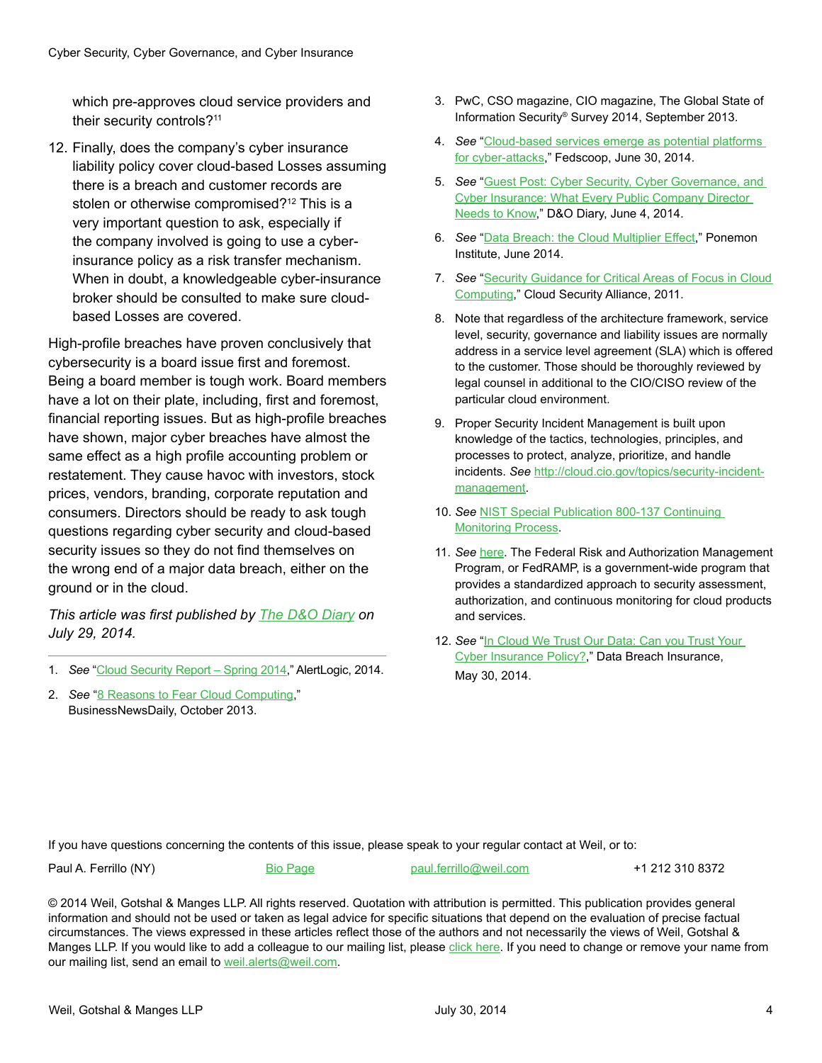which pre-approves cloud service providers and their security controls?[11]

12. Finally, does the company's cyber insurance liability policy cover cloud-based Losses assuming there is a breach and customer records are stolen or otherwise compromised?[12] This is a very important question to ask, especially if the company involved is going to use a cyber-insurance policy as a risk transfer mechanism. When in doubt, a knowledgeable cyber-insurance broker should be consulted to make sure cloud-based Losses are covered.

High-profile breaches have proven conclusively that cybersecurity is a board issue first and foremost. Being a board member is tough work. Board members have a lot on their plate, including, first and foremost, financial reporting issues. But as high-profile breaches have shown, major cyber breaches have almost the same effect as a high profile accounting problem or restatement. They cause havoc with investors, stock prices, vendors, branding, corporate reputation and consumers. Directors should be ready to ask tough questions regarding cyber security and cloud-based security issues so they do not find themselves on the wrong end of a major data breach, either on the ground or in the cloud.

*This article was first published by The D&O Diary on July 29, 2014.*

---

1. *See* "Cloud Security Report – Spring 2014," AlertLogic, 2014.
2. *See* "8 Reasons to Fear Cloud Computing," BusinessNewsDaily, October 2013.
3. PwC, CSO magazine, CIO magazine, The Global State of Information Security® Survey 2014, September 2013.
4. *See* "Cloud-based services emerge as potential platforms for cyber-attacks," Fedscoop, June 30, 2014.
5. *See* "Guest Post: Cyber Security, Cyber Governance, and Cyber Insurance: What Every Public Company Director Needs to Know," D&O Diary, June 4, 2014.
6. *See* "Data Breach: the Cloud Multiplier Effect," Ponemon Institute, June 2014.
7. *See* "Security Guidance for Critical Areas of Focus in Cloud Computing," Cloud Security Alliance, 2011.
8. Note that regardless of the architecture framework, service level, security, governance and liability issues are normally address in a service level agreement (SLA) which is offered to the customer. Those should be thoroughly reviewed by legal counsel in additional to the CIO/CISO review of the particular cloud environment.
9. Proper Security Incident Management is built upon knowledge of the tactics, technologies, principles, and processes to protect, analyze, prioritize, and handle incidents. *See* http://cloud.cio.gov/topics/security-incident-management.
10. *See* NIST Special Publication 800-137 Continuing Monitoring Process.
11. *See* here. The Federal Risk and Authorization Management Program, or FedRAMP, is a government-wide program that provides a standardized approach to security assessment, authorization, and continuous monitoring for cloud products and services.
12. *See* "In Cloud We Trust Our Data: Can you Trust Your Cyber Insurance Policy?," Data Breach Insurance, May 30, 2014.

If you have questions concerning the contents of this issue, please speak to your regular contact at Weil, or to:

| | | | |
|---|---|---|---|
| Paul A. Ferrillo (NY) | Bio Page | paul.ferrillo@weil.com | +1 212 310 8372 |

© 2014 Weil, Gotshal & Manges LLP. All rights reserved. Quotation with attribution is permitted. This publication provides general information and should not be used or taken as legal advice for specific situations that depend on the evaluation of precise factual circumstances. The views expressed in these articles reflect those of the authors and not necessarily the views of Weil, Gotshal & Manges LLP. If you would like to add a colleague to our mailing list, please click here. If you need to change or remove your name from our mailing list, send an email to weil.alerts@weil.com.